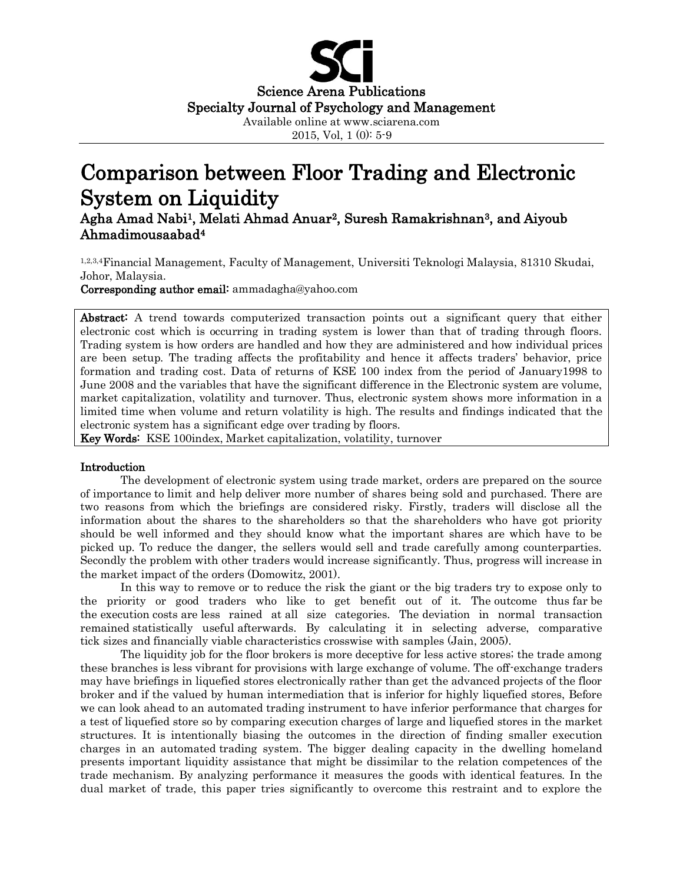Science Arena Publications
Specialty Journal of Psychology and Management
Available online at www.sciarena.com
2015, Vol, 1 (0): 5-9

# Comparison between Floor Trading and Electronic System on Liquidity

**Agha Amad Nabi[1], Melati Ahmad Anuar[2], Suresh Ramakrishnan[3], and Aiyoub Ahmadimousaabad[4]**

[1,2,3,4]Financial Management, Faculty of Management, Universiti Teknologi Malaysia, 81310 Skudai, Johor, Malaysia.

**Corresponding author email:** ammadagha@yahoo.com

**Abstract:** A trend towards computerized transaction points out a significant query that either electronic cost which is occurring in trading system is lower than that of trading through floors. Trading system is how orders are handled and how they are administered and how individual prices are been setup. The trading affects the profitability and hence it affects traders' behavior, price formation and trading cost. Data of returns of KSE 100 index from the period of January1998 to June 2008 and the variables that have the significant difference in the Electronic system are volume, market capitalization, volatility and turnover. Thus, electronic system shows more information in a limited time when volume and return volatility is high. The results and findings indicated that the electronic system has a significant edge over trading by floors.

**Key Words:** KSE 100index, Market capitalization, volatility, turnover

## Introduction

The development of electronic system using trade market, orders are prepared on the source of importance to limit and help deliver more number of shares being sold and purchased. There are two reasons from which the briefings are considered risky. Firstly, traders will disclose all the information about the shares to the shareholders so that the shareholders who have got priority should be well informed and they should know what the important shares are which have to be picked up. To reduce the danger, the sellers would sell and trade carefully among counterparties. Secondly the problem with other traders would increase significantly. Thus, progress will increase in the market impact of the orders (Domowitz, 2001).

In this way to remove or to reduce the risk the giant or the big traders try to expose only to the priority or good traders who like to get benefit out of it. The outcome thus far be the execution costs are less rained at all size categories. The deviation in normal transaction remained statistically useful afterwards. By calculating it in selecting adverse, comparative tick sizes and financially viable characteristics crosswise with samples (Jain, 2005).

The liquidity job for the floor brokers is more deceptive for less active stores; the trade among these branches is less vibrant for provisions with large exchange of volume. The off-exchange traders may have briefings in liquefied stores electronically rather than get the advanced projects of the floor broker and if the valued by human intermediation that is inferior for highly liquefied stores, Before we can look ahead to an automated trading instrument to have inferior performance that charges for a test of liquefied store so by comparing execution charges of large and liquefied stores in the market structures. It is intentionally biasing the outcomes in the direction of finding smaller execution charges in an automated trading system. The bigger dealing capacity in the dwelling homeland presents important liquidity assistance that might be dissimilar to the relation competences of the trade mechanism. By analyzing performance it measures the goods with identical features. In the dual market of trade, this paper tries significantly to overcome this restraint and to explore the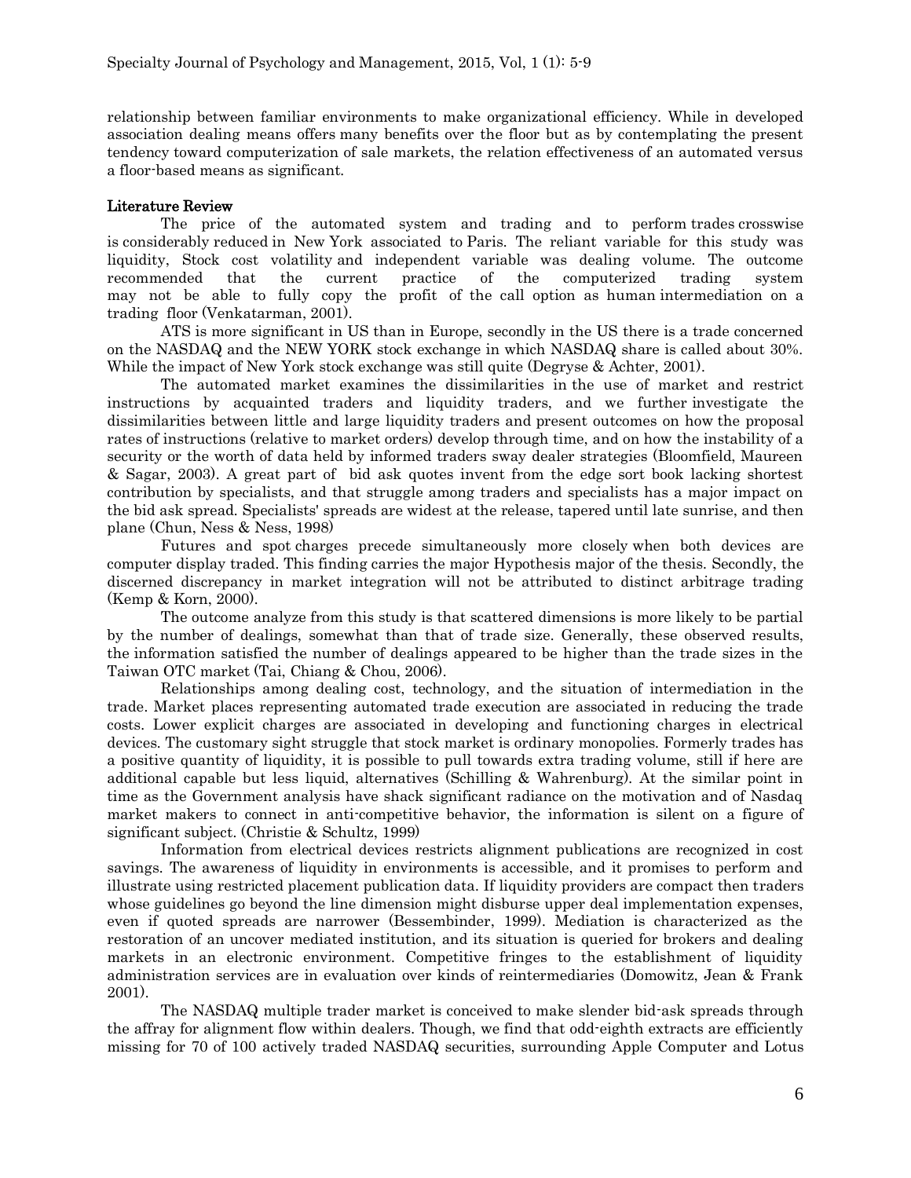relationship between familiar environments to make organizational efficiency. While in developed association dealing means offers many benefits over the floor but as by contemplating the present tendency toward computerization of sale markets, the relation effectiveness of an automated versus a floor-based means as significant.

## Literature Review

The price of the automated system and trading and to perform trades crosswise is considerably reduced in New York associated to Paris. The reliant variable for this study was liquidity, Stock cost volatility and independent variable was dealing volume. The outcome recommended that the current practice of the computerized trading system may not be able to fully copy the profit of the call option as human intermediation on a trading floor (Venkatarman, 2001).

ATS is more significant in US than in Europe, secondly in the US there is a trade concerned on the NASDAQ and the NEW YORK stock exchange in which NASDAQ share is called about 30%. While the impact of New York stock exchange was still quite (Degryse & Achter, 2001).

The automated market examines the dissimilarities in the use of market and restrict instructions by acquainted traders and liquidity traders, and we further investigate the dissimilarities between little and large liquidity traders and present outcomes on how the proposal rates of instructions (relative to market orders) develop through time, and on how the instability of a security or the worth of data held by informed traders sway dealer strategies (Bloomfield, Maureen & Sagar, 2003). A great part of bid ask quotes invent from the edge sort book lacking shortest contribution by specialists, and that struggle among traders and specialists has a major impact on the bid ask spread. Specialists' spreads are widest at the release, tapered until late sunrise, and then plane (Chun, Ness & Ness, 1998)

Futures and spot charges precede simultaneously more closely when both devices are computer display traded. This finding carries the major Hypothesis major of the thesis. Secondly, the discerned discrepancy in market integration will not be attributed to distinct arbitrage trading (Kemp & Korn, 2000).

The outcome analyze from this study is that scattered dimensions is more likely to be partial by the number of dealings, somewhat than that of trade size. Generally, these observed results, the information satisfied the number of dealings appeared to be higher than the trade sizes in the Taiwan OTC market (Tai, Chiang & Chou, 2006).

Relationships among dealing cost, technology, and the situation of intermediation in the trade. Market places representing automated trade execution are associated in reducing the trade costs. Lower explicit charges are associated in developing and functioning charges in electrical devices. The customary sight struggle that stock market is ordinary monopolies. Formerly trades has a positive quantity of liquidity, it is possible to pull towards extra trading volume, still if here are additional capable but less liquid, alternatives (Schilling & Wahrenburg). At the similar point in time as the Government analysis have shack significant radiance on the motivation and of Nasdaq market makers to connect in anti-competitive behavior, the information is silent on a figure of significant subject. (Christie & Schultz, 1999)

Information from electrical devices restricts alignment publications are recognized in cost savings. The awareness of liquidity in environments is accessible, and it promises to perform and illustrate using restricted placement publication data. If liquidity providers are compact then traders whose guidelines go beyond the line dimension might disburse upper deal implementation expenses, even if quoted spreads are narrower (Bessembinder, 1999). Mediation is characterized as the restoration of an uncover mediated institution, and its situation is queried for brokers and dealing markets in an electronic environment. Competitive fringes to the establishment of liquidity administration services are in evaluation over kinds of reintermediaries (Domowitz, Jean & Frank 2001).

The NASDAQ multiple trader market is conceived to make slender bid-ask spreads through the affray for alignment flow within dealers. Though, we find that odd-eighth extracts are efficiently missing for 70 of 100 actively traded NASDAQ securities, surrounding Apple Computer and Lotus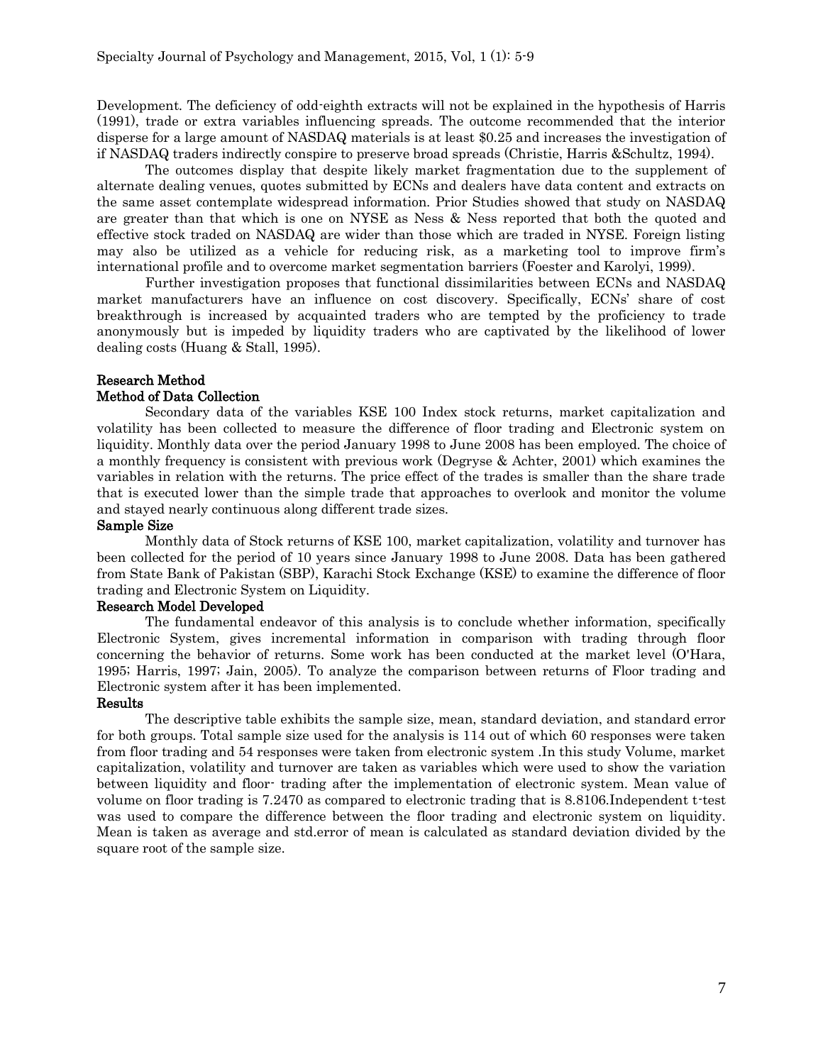Development. The deficiency of odd-eighth extracts will not be explained in the hypothesis of Harris (1991), trade or extra variables influencing spreads. The outcome recommended that the interior disperse for a large amount of NASDAQ materials is at least $0.25 and increases the investigation of if NASDAQ traders indirectly conspire to preserve broad spreads (Christie, Harris &Schultz, 1994).

The outcomes display that despite likely market fragmentation due to the supplement of alternate dealing venues, quotes submitted by ECNs and dealers have data content and extracts on the same asset contemplate widespread information. Prior Studies showed that study on NASDAQ are greater than that which is one on NYSE as Ness & Ness reported that both the quoted and effective stock traded on NASDAQ are wider than those which are traded in NYSE. Foreign listing may also be utilized as a vehicle for reducing risk, as a marketing tool to improve firm's international profile and to overcome market segmentation barriers (Foester and Karolyi, 1999).

Further investigation proposes that functional dissimilarities between ECNs and NASDAQ market manufacturers have an influence on cost discovery. Specifically, ECNs' share of cost breakthrough is increased by acquainted traders who are tempted by the proficiency to trade anonymously but is impeded by liquidity traders who are captivated by the likelihood of lower dealing costs (Huang & Stall, 1995).

## Research Method

### Method of Data Collection

Secondary data of the variables KSE 100 Index stock returns, market capitalization and volatility has been collected to measure the difference of floor trading and Electronic system on liquidity. Monthly data over the period January 1998 to June 2008 has been employed. The choice of a monthly frequency is consistent with previous work (Degryse & Achter, 2001) which examines the variables in relation with the returns. The price effect of the trades is smaller than the share trade that is executed lower than the simple trade that approaches to overlook and monitor the volume and stayed nearly continuous along different trade sizes.

### Sample Size

Monthly data of Stock returns of KSE 100, market capitalization, volatility and turnover has been collected for the period of 10 years since January 1998 to June 2008. Data has been gathered from State Bank of Pakistan (SBP), Karachi Stock Exchange (KSE) to examine the difference of floor trading and Electronic System on Liquidity.

### Research Model Developed

The fundamental endeavor of this analysis is to conclude whether information, specifically Electronic System, gives incremental information in comparison with trading through floor concerning the behavior of returns. Some work has been conducted at the market level (O'Hara, 1995; Harris, 1997; Jain, 2005). To analyze the comparison between returns of Floor trading and Electronic system after it has been implemented.

## Results

The descriptive table exhibits the sample size, mean, standard deviation, and standard error for both groups. Total sample size used for the analysis is 114 out of which 60 responses were taken from floor trading and 54 responses were taken from electronic system .In this study Volume, market capitalization, volatility and turnover are taken as variables which were used to show the variation between liquidity and floor- trading after the implementation of electronic system. Mean value of volume on floor trading is 7.2470 as compared to electronic trading that is 8.8106.Independent t-test was used to compare the difference between the floor trading and electronic system on liquidity. Mean is taken as average and std.error of mean is calculated as standard deviation divided by the square root of the sample size.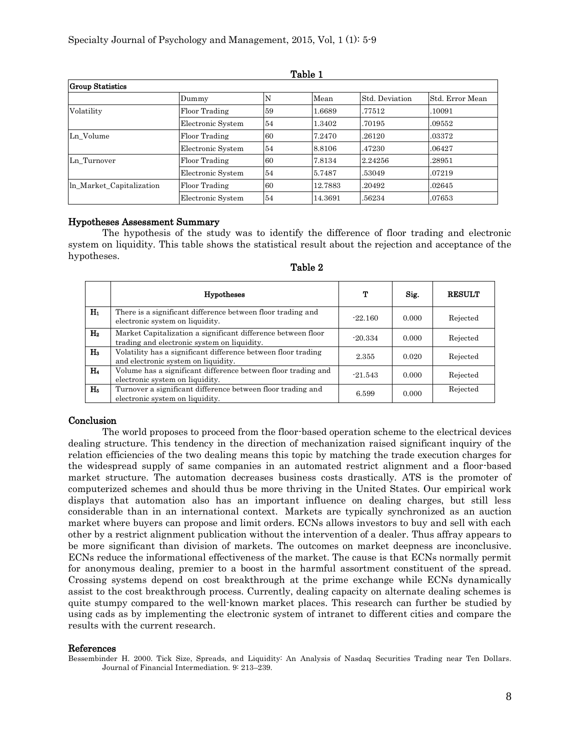Table 1

| Group Statistics | | | | | |
|---|---|---|---|---|---|
| | Dummy | N | Mean | Std. Deviation | Std. Error Mean |
| Volatility | Floor Trading | 59 | 1.6689 | .77512 | .10091 |
| | Electronic System | 54 | 1.3402 | .70195 | .09552 |
| Ln_Volume | Floor Trading | 60 | 7.2470 | .26120 | .03372 |
| | Electronic System | 54 | 8.8106 | .47230 | .06427 |
| Ln_Turnover | Floor Trading | 60 | 7.8134 | 2.24256 | .28951 |
| | Electronic System | 54 | 5.7487 | .53049 | .07219 |
| ln_Market_Capitalization | Floor Trading | 60 | 12.7883 | .20492 | .02645 |
| | Electronic System | 54 | 14.3691 | .56234 | .07653 |

## Hypotheses Assessment Summary

The hypothesis of the study was to identify the difference of floor trading and electronic system on liquidity. This table shows the statistical result about the rejection and acceptance of the hypotheses.

Table 2

| | Hypotheses | T | Sig. | RESULT |
|---|---|---|---|---|
| $H_1$ | There is a significant difference between floor trading and electronic system on liquidity. | -22.160 | 0.000 | Rejected |
| $H_2$ | Market Capitalization a significant difference between floor trading and electronic system on liquidity. | -20.334 | 0.000 | Rejected |
| $H_3$ | Volatility has a significant difference between floor trading and electronic system on liquidity. | 2.355 | 0.020 | Rejected |
| $H_4$ | Volume has a significant difference between floor trading and electronic system on liquidity. | -21.543 | 0.000 | Rejected |
| $H_5$ | Turnover a significant difference between floor trading and electronic system on liquidity. | 6.599 | 0.000 | Rejected |

## Conclusion

The world proposes to proceed from the floor-based operation scheme to the electrical devices dealing structure. This tendency in the direction of mechanization raised significant inquiry of the relation efficiencies of the two dealing means this topic by matching the trade execution charges for the widespread supply of same companies in an automated restrict alignment and a floor-based market structure. The automation decreases business costs drastically. ATS is the promoter of computerized schemes and should thus be more thriving in the United States. Our empirical work displays that automation also has an important influence on dealing charges, but still less considerable than in an international context. Markets are typically synchronized as an auction market where buyers can propose and limit orders. ECNs allows investors to buy and sell with each other by a restrict alignment publication without the intervention of a dealer. Thus affray appears to be more significant than division of markets. The outcomes on market deepness are inconclusive. ECNs reduce the informational effectiveness of the market. The cause is that ECNs normally permit for anonymous dealing, premier to a boost in the harmful assortment constituent of the spread. Crossing systems depend on cost breakthrough at the prime exchange while ECNs dynamically assist to the cost breakthrough process. Currently, dealing capacity on alternate dealing schemes is quite stumpy compared to the well-known market places. This research can further be studied by using cads as by implementing the electronic system of intranet to different cities and compare the results with the current research.

## References

Bessembinder H. 2000. Tick Size, Spreads, and Liquidity: An Analysis of Nasdaq Securities Trading near Ten Dollars. Journal of Financial Intermediation. 9: 213–239.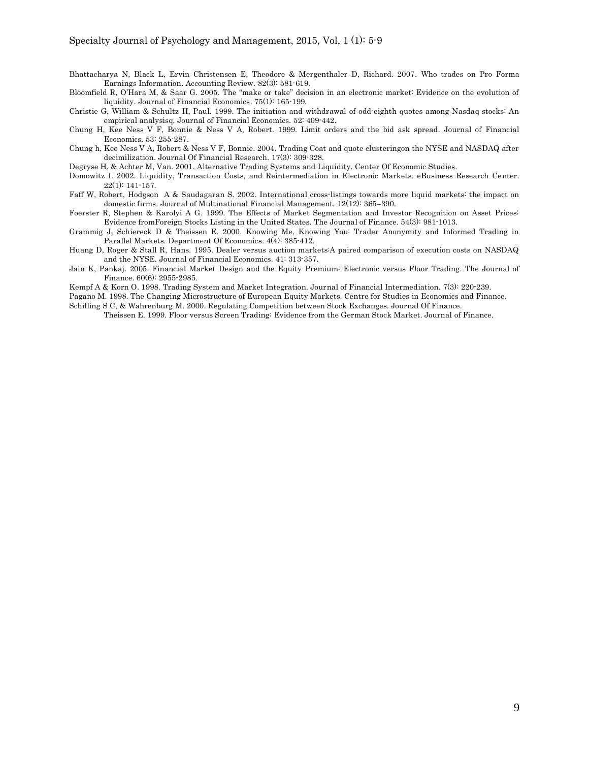Bhattacharya N, Black L, Ervin Christensen E, Theodore & Mergenthaler D, Richard. 2007. Who trades on Pro Forma Earnings Information. Accounting Review. 82(3): 581-619.

Bloomfield R, O'Hara M, & Saar G. 2005. The "make or take" decision in an electronic market: Evidence on the evolution of liquidity. Journal of Financial Economics. 75(1): 165-199.

Christie G, William & Schultz H, Paul. 1999. The initiation and withdrawal of odd-eighth quotes among Nasdaq stocks: An empirical analysisq. Journal of Financial Economics. 52: 409-442.

Chung H, Kee Ness V F, Bonnie & Ness V A, Robert. 1999. Limit orders and the bid ask spread. Journal of Financial Economics. 53: 255-287.

Chung h, Kee Ness V A, Robert & Ness V F, Bonnie. 2004. Trading Coat and quote clusteringon the NYSE and NASDAQ after decimilization. Journal Of Financial Research. 17(3): 309-328.

Degryse H, & Achter M, Van. 2001. Alternative Trading Systems and Liquidity. Center Of Economic Studies.

Domowitz I. 2002. Liquidity, Transaction Costs, and Reintermediation in Electronic Markets. eBusiness Research Center. 22(1): 141-157.

Faff W, Robert, Hodgson A & Saudagaran S. 2002. International cross-listings towards more liquid markets: the impact on domestic firms. Journal of Multinational Financial Management. 12(12): 365–390.

Foerster R, Stephen & Karolyi A G. 1999. The Effects of Market Segmentation and Investor Recognition on Asset Prices: Evidence fromForeign Stocks Listing in the United States. The Journal of Finance. 54(3): 981-1013.

Grammig J, Schiereck D & Theissen E. 2000. Knowing Me, Knowing You: Trader Anonymity and Informed Trading in Parallel Markets. Department Of Economics. 4(4): 385-412.

Huang D, Roger & Stall R, Hans. 1995. Dealer versus auction markets:A paired comparison of execution costs on NASDAQ and the NYSE. Journal of Financial Economics. 41: 313-357.

Jain K, Pankaj. 2005. Financial Market Design and the Equity Premium: Electronic versus Floor Trading. The Journal of Finance. 60(6): 2955-2985.

Kempf A & Korn O. 1998. Trading System and Market Integration. Journal of Financial Intermediation. 7(3): 220-239.

Pagano M. 1998. The Changing Microstructure of European Equity Markets. Centre for Studies in Economics and Finance.

Schilling S C, & Wahrenburg M. 2000. Regulating Competition between Stock Exchanges. Journal Of Finance.

Theissen E. 1999. Floor versus Screen Trading: Evidence from the German Stock Market. Journal of Finance.